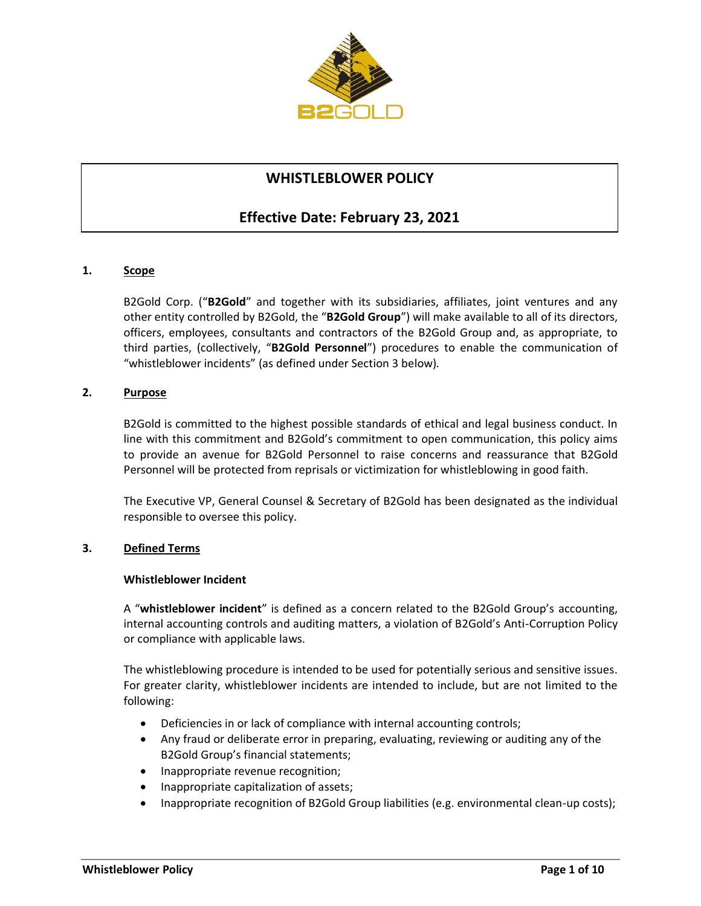# WHISTLEBLOWER POLICY

## Effective Date: February 23, 2021

### 1. Scope

B2Gold Corp. ("**B2Gold**" and together with its subsidiaries, affiliates, joint ventures and any other entity controlled by B2Gold, the "**B2Gold Group**") will make available to all of its directors, officers, employees, consultants and contractors of the B2Gold Group and, as appropriate, to third parties, (collectively, "**B2Gold Personnel**") procedures to enable the communication of "whistleblower incidents" (as defined under Section 3 below).

### 2. Purpose

B2Gold is committed to the highest possible standards of ethical and legal business conduct. In line with this commitment and B2Gold's commitment to open communication, this policy aims to provide an avenue for B2Gold Personnel to raise concerns and reassurance that B2Gold Personnel will be protected from reprisals or victimization for whistleblowing in good faith.

The Executive VP, General Counsel & Secretary of B2Gold has been designated as the individual responsible to oversee this policy.

### 3. Defined Terms

**Whistleblower Incident**

A "**whistleblower incident**" is defined as a concern related to the B2Gold Group's accounting, internal accounting controls and auditing matters, a violation of B2Gold's Anti-Corruption Policy or compliance with applicable laws.

The whistleblowing procedure is intended to be used for potentially serious and sensitive issues. For greater clarity, whistleblower incidents are intended to include, but are not limited to the following:

- Deficiencies in or lack of compliance with internal accounting controls;
- Any fraud or deliberate error in preparing, evaluating, reviewing or auditing any of the B2Gold Group's financial statements;
- Inappropriate revenue recognition;
- Inappropriate capitalization of assets;
- Inappropriate recognition of B2Gold Group liabilities (e.g. environmental clean-up costs);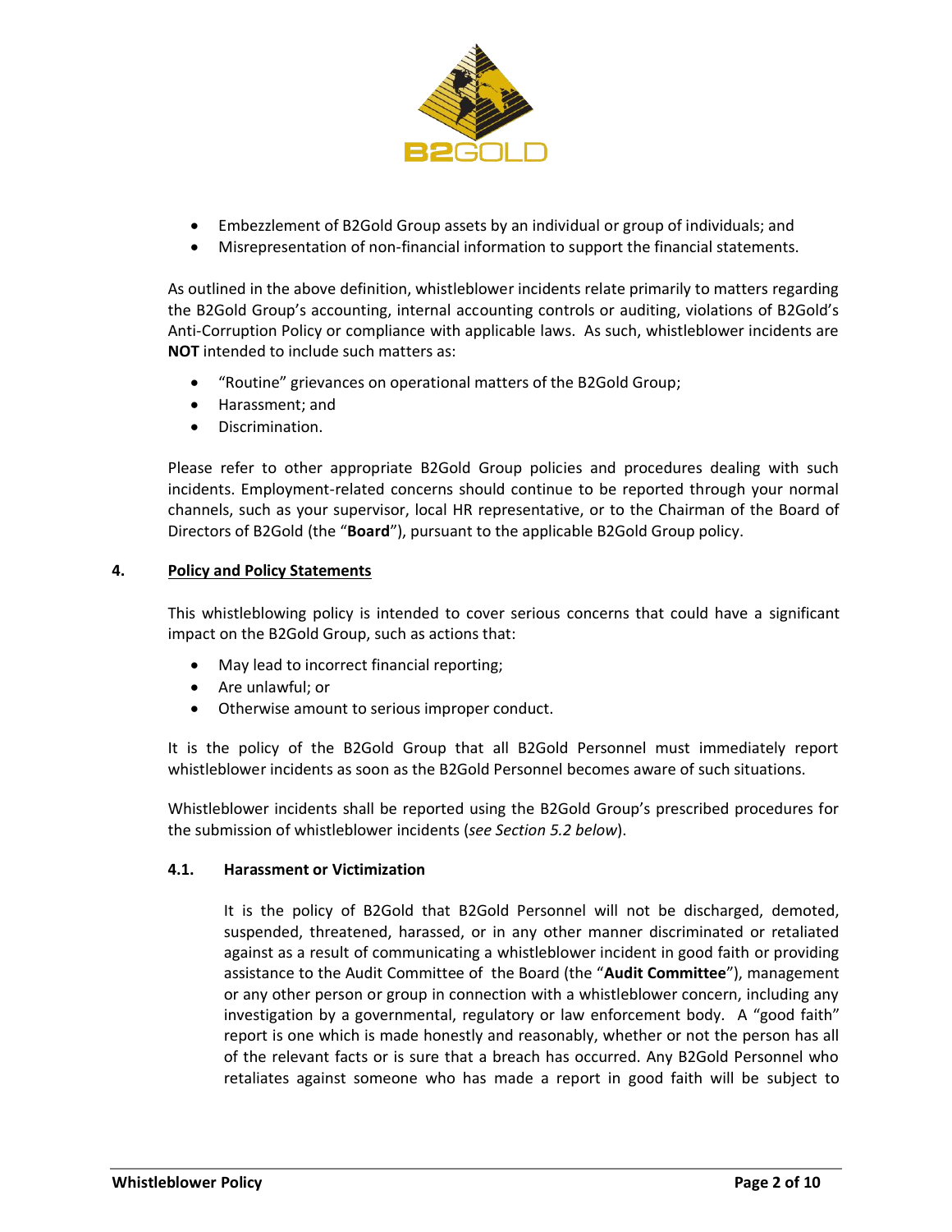- Embezzlement of B2Gold Group assets by an individual or group of individuals; and
- Misrepresentation of non-financial information to support the financial statements.

As outlined in the above definition, whistleblower incidents relate primarily to matters regarding the B2Gold Group's accounting, internal accounting controls or auditing, violations of B2Gold's Anti-Corruption Policy or compliance with applicable laws. As such, whistleblower incidents are **NOT** intended to include such matters as:

- "Routine" grievances on operational matters of the B2Gold Group;
- Harassment; and
- Discrimination.

Please refer to other appropriate B2Gold Group policies and procedures dealing with such incidents. Employment-related concerns should continue to be reported through your normal channels, such as your supervisor, local HR representative, or to the Chairman of the Board of Directors of B2Gold (the "**Board**"), pursuant to the applicable B2Gold Group policy.

## 4. Policy and Policy Statements

This whistleblowing policy is intended to cover serious concerns that could have a significant impact on the B2Gold Group, such as actions that:

- May lead to incorrect financial reporting;
- Are unlawful; or
- Otherwise amount to serious improper conduct.

It is the policy of the B2Gold Group that all B2Gold Personnel must immediately report whistleblower incidents as soon as the B2Gold Personnel becomes aware of such situations.

Whistleblower incidents shall be reported using the B2Gold Group's prescribed procedures for the submission of whistleblower incidents (*see Section 5.2 below*).

### 4.1. Harassment or Victimization

It is the policy of B2Gold that B2Gold Personnel will not be discharged, demoted, suspended, threatened, harassed, or in any other manner discriminated or retaliated against as a result of communicating a whistleblower incident in good faith or providing assistance to the Audit Committee of the Board (the "**Audit Committee**"), management or any other person or group in connection with a whistleblower concern, including any investigation by a governmental, regulatory or law enforcement body. A "good faith" report is one which is made honestly and reasonably, whether or not the person has all of the relevant facts or is sure that a breach has occurred. Any B2Gold Personnel who retaliates against someone who has made a report in good faith will be subject to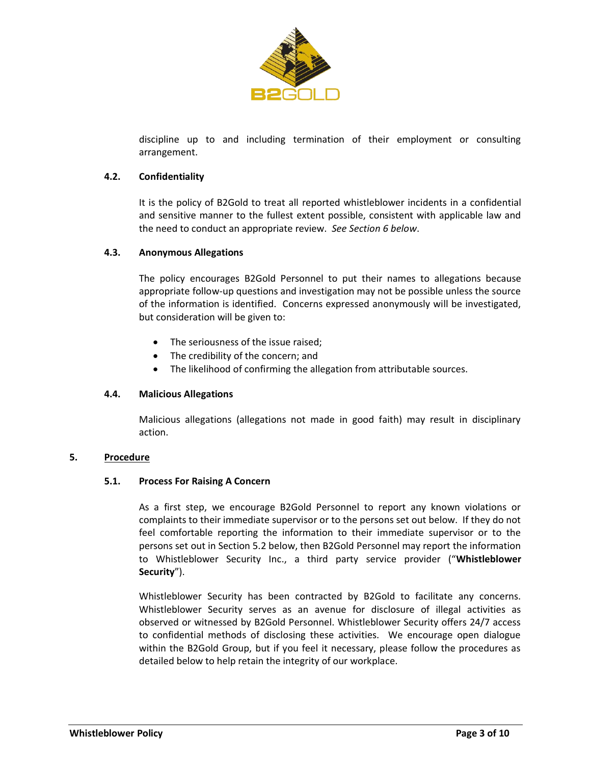discipline up to and including termination of their employment or consulting arrangement.

### 4.2. Confidentiality

It is the policy of B2Gold to treat all reported whistleblower incidents in a confidential and sensitive manner to the fullest extent possible, consistent with applicable law and the need to conduct an appropriate review. *See Section 6 below*.

### 4.3. Anonymous Allegations

The policy encourages B2Gold Personnel to put their names to allegations because appropriate follow-up questions and investigation may not be possible unless the source of the information is identified. Concerns expressed anonymously will be investigated, but consideration will be given to:

- The seriousness of the issue raised;
- The credibility of the concern; and
- The likelihood of confirming the allegation from attributable sources.

### 4.4. Malicious Allegations

Malicious allegations (allegations not made in good faith) may result in disciplinary action.

## 5. Procedure

### 5.1. Process For Raising A Concern

As a first step, we encourage B2Gold Personnel to report any known violations or complaints to their immediate supervisor or to the persons set out below. If they do not feel comfortable reporting the information to their immediate supervisor or to the persons set out in Section 5.2 below, then B2Gold Personnel may report the information to Whistleblower Security Inc., a third party service provider ("**Whistleblower Security**").

Whistleblower Security has been contracted by B2Gold to facilitate any concerns. Whistleblower Security serves as an avenue for disclosure of illegal activities as observed or witnessed by B2Gold Personnel. Whistleblower Security offers 24/7 access to confidential methods of disclosing these activities. We encourage open dialogue within the B2Gold Group, but if you feel it necessary, please follow the procedures as detailed below to help retain the integrity of our workplace.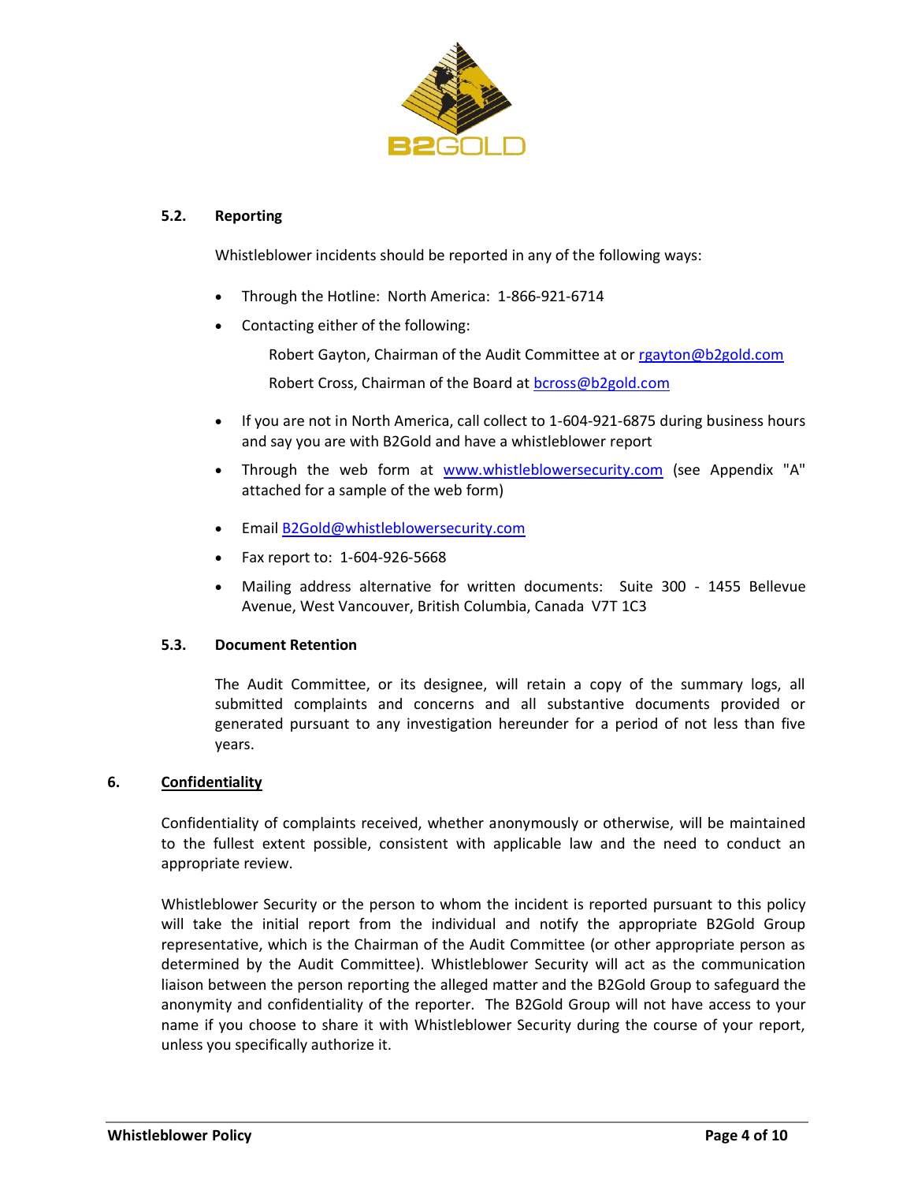### 5.2. Reporting

Whistleblower incidents should be reported in any of the following ways:

- Through the Hotline: North America: 1-866-921-6714
- Contacting either of the following:

  Robert Gayton, Chairman of the Audit Committee at or rgayton@b2gold.com

  Robert Cross, Chairman of the Board at bcross@b2gold.com

- If you are not in North America, call collect to 1-604-921-6875 during business hours and say you are with B2Gold and have a whistleblower report
- Through the web form at www.whistleblowersecurity.com (see Appendix "A" attached for a sample of the web form)
- Email B2Gold@whistleblowersecurity.com
- Fax report to: 1-604-926-5668
- Mailing address alternative for written documents: Suite 300 - 1455 Bellevue Avenue, West Vancouver, British Columbia, Canada V7T 1C3

### 5.3. Document Retention

The Audit Committee, or its designee, will retain a copy of the summary logs, all submitted complaints and concerns and all substantive documents provided or generated pursuant to any investigation hereunder for a period of not less than five years.

## 6. Confidentiality

Confidentiality of complaints received, whether anonymously or otherwise, will be maintained to the fullest extent possible, consistent with applicable law and the need to conduct an appropriate review.

Whistleblower Security or the person to whom the incident is reported pursuant to this policy will take the initial report from the individual and notify the appropriate B2Gold Group representative, which is the Chairman of the Audit Committee (or other appropriate person as determined by the Audit Committee). Whistleblower Security will act as the communication liaison between the person reporting the alleged matter and the B2Gold Group to safeguard the anonymity and confidentiality of the reporter. The B2Gold Group will not have access to your name if you choose to share it with Whistleblower Security during the course of your report, unless you specifically authorize it.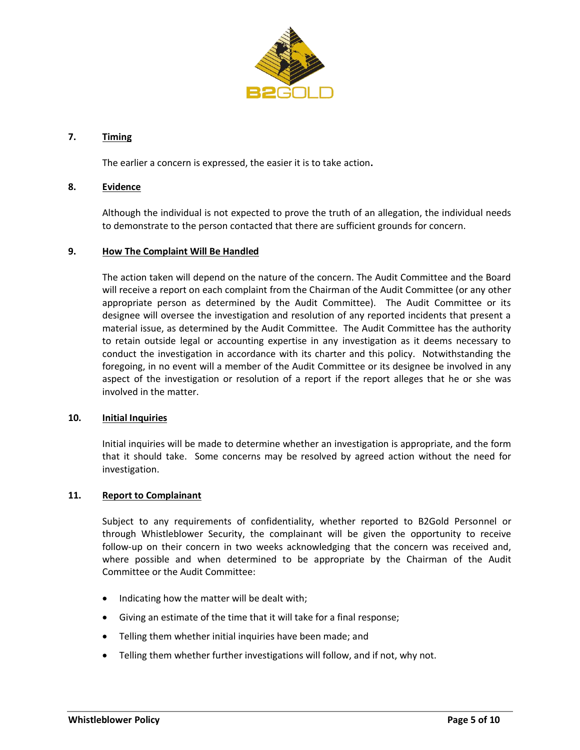## 7. Timing

The earlier a concern is expressed, the easier it is to take action.

## 8. Evidence

Although the individual is not expected to prove the truth of an allegation, the individual needs to demonstrate to the person contacted that there are sufficient grounds for concern.

## 9. How The Complaint Will Be Handled

The action taken will depend on the nature of the concern. The Audit Committee and the Board will receive a report on each complaint from the Chairman of the Audit Committee (or any other appropriate person as determined by the Audit Committee). The Audit Committee or its designee will oversee the investigation and resolution of any reported incidents that present a material issue, as determined by the Audit Committee. The Audit Committee has the authority to retain outside legal or accounting expertise in any investigation as it deems necessary to conduct the investigation in accordance with its charter and this policy. Notwithstanding the foregoing, in no event will a member of the Audit Committee or its designee be involved in any aspect of the investigation or resolution of a report if the report alleges that he or she was involved in the matter.

## 10. Initial Inquiries

Initial inquiries will be made to determine whether an investigation is appropriate, and the form that it should take. Some concerns may be resolved by agreed action without the need for investigation.

## 11. Report to Complainant

Subject to any requirements of confidentiality, whether reported to B2Gold Personnel or through Whistleblower Security, the complainant will be given the opportunity to receive follow-up on their concern in two weeks acknowledging that the concern was received and, where possible and when determined to be appropriate by the Chairman of the Audit Committee or the Audit Committee:

- Indicating how the matter will be dealt with;
- Giving an estimate of the time that it will take for a final response;
- Telling them whether initial inquiries have been made; and
- Telling them whether further investigations will follow, and if not, why not.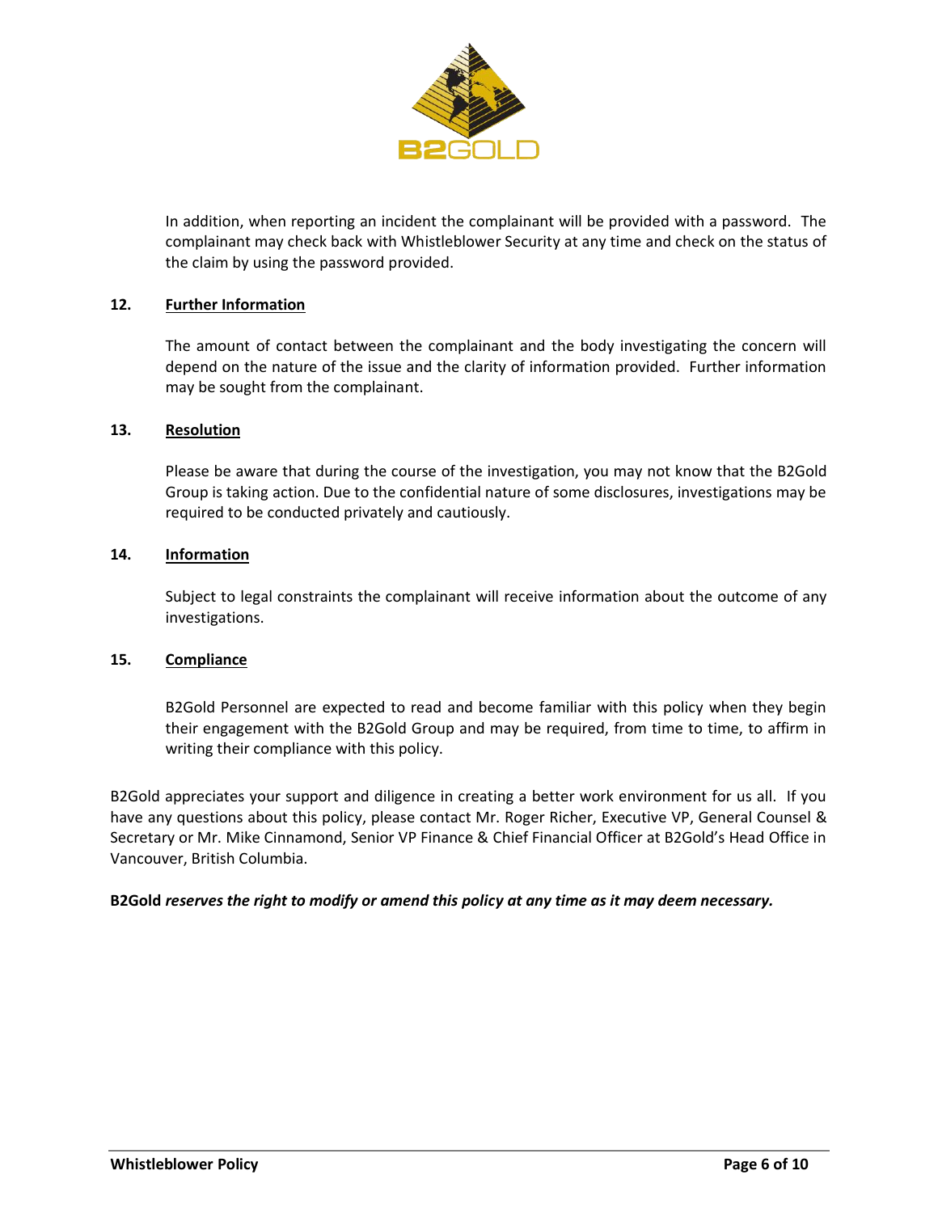In addition, when reporting an incident the complainant will be provided with a password. The complainant may check back with Whistleblower Security at any time and check on the status of the claim by using the password provided.

## 12. Further Information

The amount of contact between the complainant and the body investigating the concern will depend on the nature of the issue and the clarity of information provided. Further information may be sought from the complainant.

## 13. Resolution

Please be aware that during the course of the investigation, you may not know that the B2Gold Group is taking action. Due to the confidential nature of some disclosures, investigations may be required to be conducted privately and cautiously.

## 14. Information

Subject to legal constraints the complainant will receive information about the outcome of any investigations.

## 15. Compliance

B2Gold Personnel are expected to read and become familiar with this policy when they begin their engagement with the B2Gold Group and may be required, from time to time, to affirm in writing their compliance with this policy.

B2Gold appreciates your support and diligence in creating a better work environment for us all. If you have any questions about this policy, please contact Mr. Roger Richer, Executive VP, General Counsel & Secretary or Mr. Mike Cinnamond, Senior VP Finance & Chief Financial Officer at B2Gold's Head Office in Vancouver, British Columbia.

**B2Gold *reserves the right to modify or amend this policy at any time as it may deem necessary.***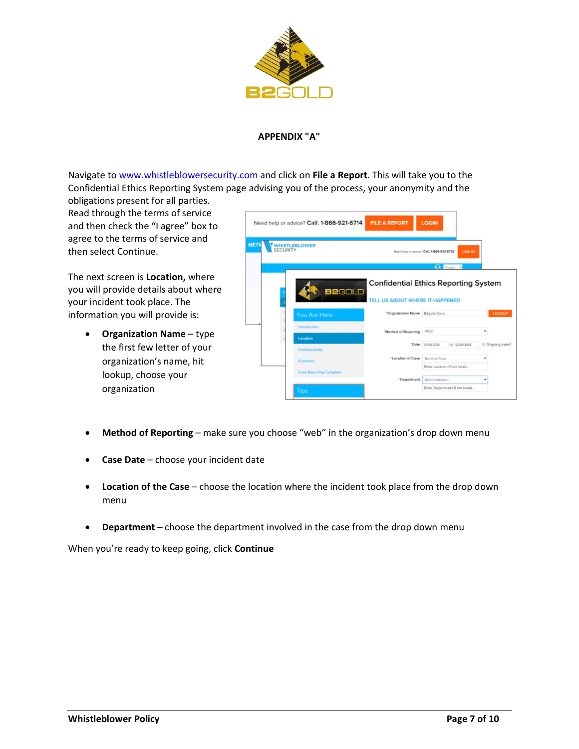**APPENDIX "A"**

Navigate to [www.whistleblowersecurity.com](http://www.whistleblowersecurity.com) and click on **File a Report**. This will take you to the Confidential Ethics Reporting System page advising you of the process, your anonymity and the obligations present for all parties.

Read through the terms of service and then check the "I agree" box to agree to the terms of service and then select Continue.

The next screen is **Location,** where you will provide details about where your incident took place. The information you will provide is:

- **Organization Name** – type the first few letter of your organization's name, hit lookup, choose your organization
- **Method of Reporting** – make sure you choose "web" in the organization's drop down menu
- **Case Date** – choose your incident date
- **Location of the Case** – choose the location where the incident took place from the drop down menu
- **Department** – choose the department involved in the case from the drop down menu

When you're ready to keep going, click **Continue**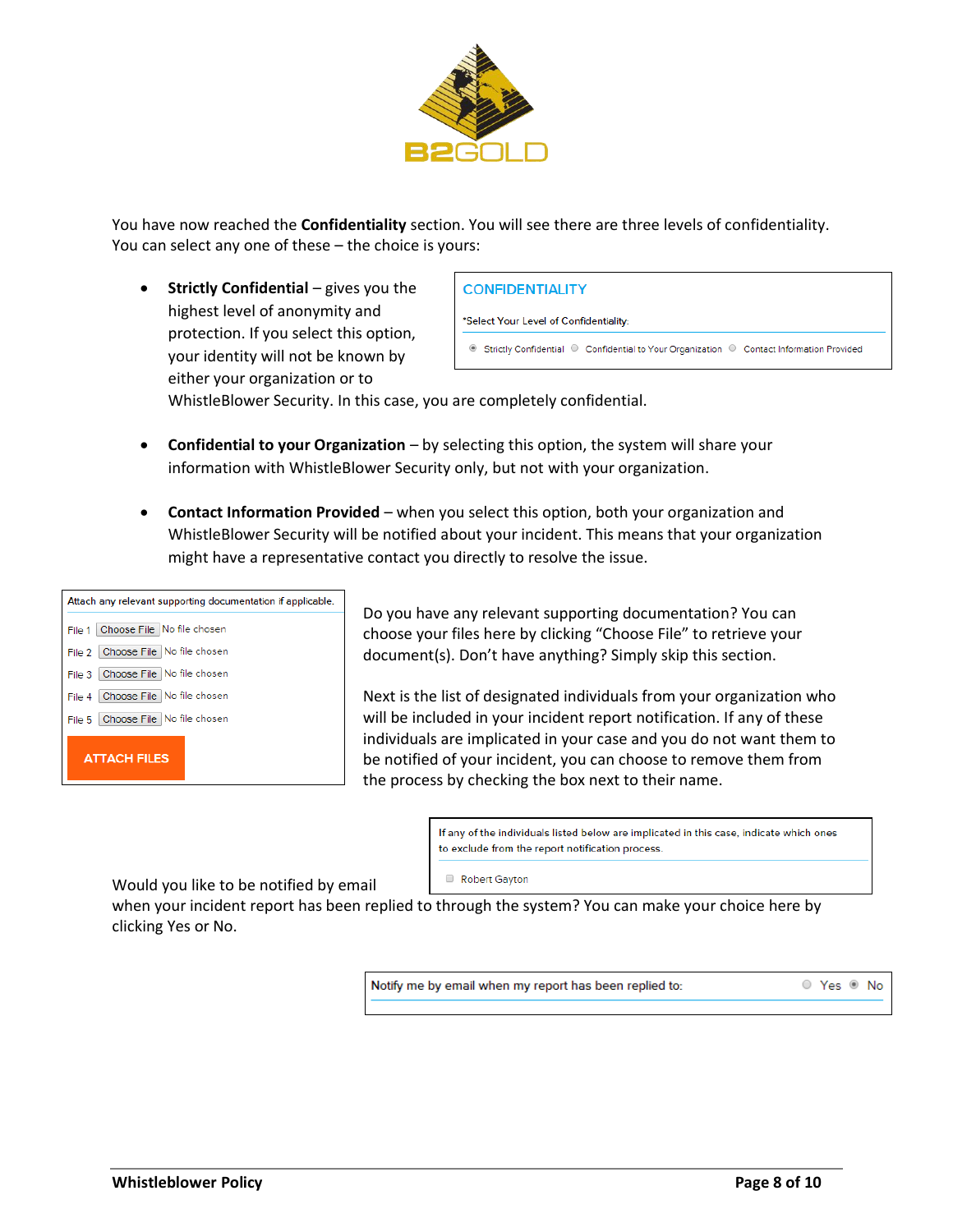You have now reached the **Confidentiality** section. You will see there are three levels of confidentiality. You can select any one of these – the choice is yours:

- **Strictly Confidential** – gives you the highest level of anonymity and protection. If you select this option, your identity will not be known by either your organization or to WhistleBlower Security. In this case, you are completely confidential.

CONFIDENTIALITY

*Select Your Level of Confidentiality:

Strictly Confidential   Confidential to Your Organization   Contact Information Provided

- **Confidential to your Organization** – by selecting this option, the system will share your information with WhistleBlower Security only, but not with your organization.

- **Contact Information Provided** – when you select this option, both your organization and WhistleBlower Security will be notified about your incident. This means that your organization might have a representative contact you directly to resolve the issue.

Attach any relevant supporting documentation if applicable.

File 1 Choose File No file chosen
File 2 Choose File No file chosen
File 3 Choose File No file chosen
File 4 Choose File No file chosen
File 5 Choose File No file chosen

ATTACH FILES

Do you have any relevant supporting documentation? You can choose your files here by clicking "Choose File" to retrieve your document(s). Don't have anything? Simply skip this section.

Next is the list of designated individuals from your organization who will be included in your incident report notification. If any of these individuals are implicated in your case and you do not want them to be notified of your incident, you can choose to remove them from the process by checking the box next to their name.

If any of the individuals listed below are implicated in this case, indicate which ones to exclude from the report notification process.

Robert Gayton

Would you like to be notified by email when your incident report has been replied to through the system? You can make your choice here by clicking Yes or No.

Notify me by email when my report has been replied to:   Yes   No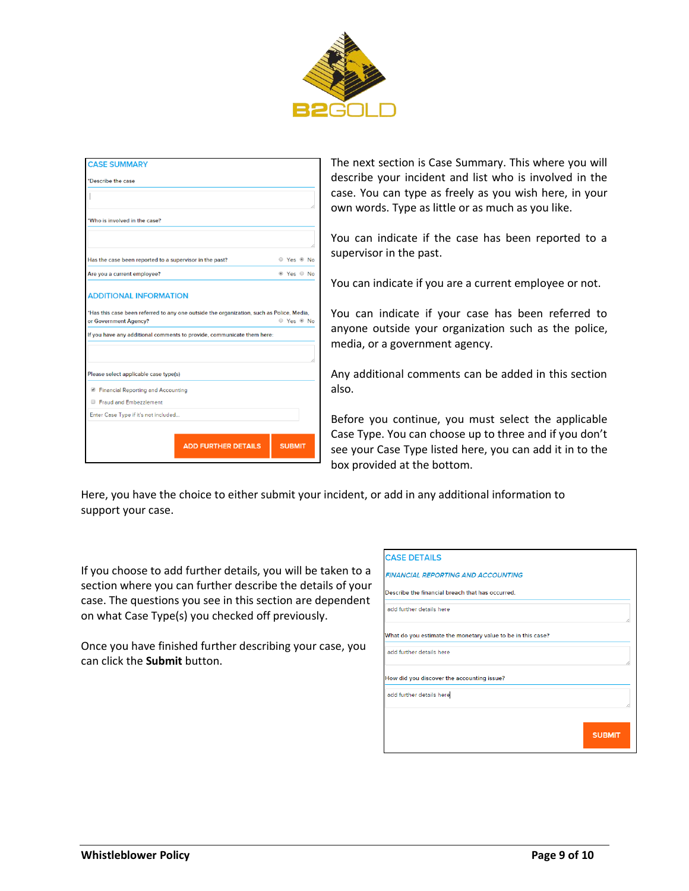The next section is Case Summary. This where you will describe your incident and list who is involved in the case. You can type as freely as you wish here, in your own words. Type as little or as much as you like.

You can indicate if the case has been reported to a supervisor in the past.

You can indicate if you are a current employee or not.

You can indicate if your case has been referred to anyone outside your organization such as the police, media, or a government agency.

Any additional comments can be added in this section also.

Before you continue, you must select the applicable Case Type. You can choose up to three and if you don't see your Case Type listed here, you can add it in to the box provided at the bottom.

Here, you have the choice to either submit your incident, or add in any additional information to support your case.

If you choose to add further details, you will be taken to a section where you can further describe the details of your case. The questions you see in this section are dependent on what Case Type(s) you checked off previously.

Once you have finished further describing your case, you can click the **Submit** button.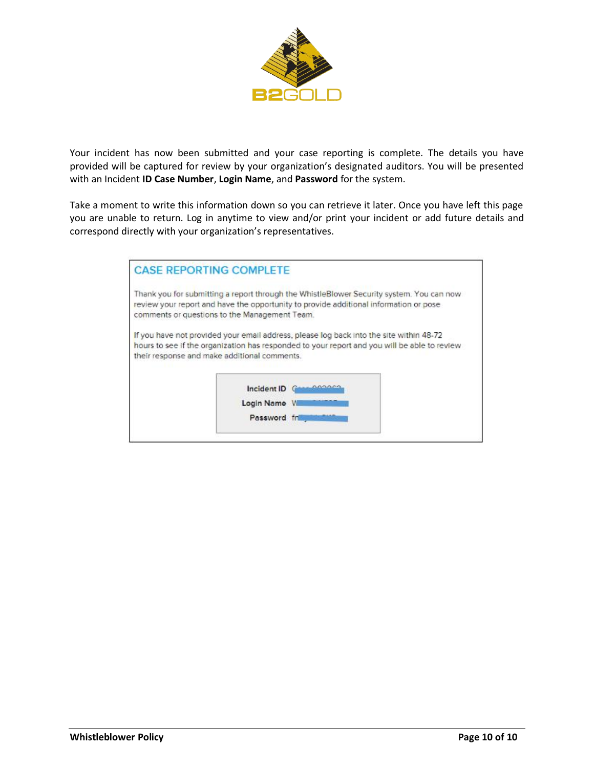Your incident has now been submitted and your case reporting is complete. The details you have provided will be captured for review by your organization's designated auditors. You will be presented with an Incident **ID Case Number**, **Login Name**, and **Password** for the system.

Take a moment to write this information down so you can retrieve it later. Once you have left this page you are unable to return. Log in anytime to view and/or print your incident or add future details and correspond directly with your organization's representatives.

CASE REPORTING COMPLETE

Thank you for submitting a report through the WhistleBlower Security system. You can now review your report and have the opportunity to provide additional information or pose comments or questions to the Management Team.

If you have not provided your email address, please log back into the site within 48-72 hours to see if the organization has responded to your report and you will be able to review their response and make additional comments.

Incident ID

Login Name

Password